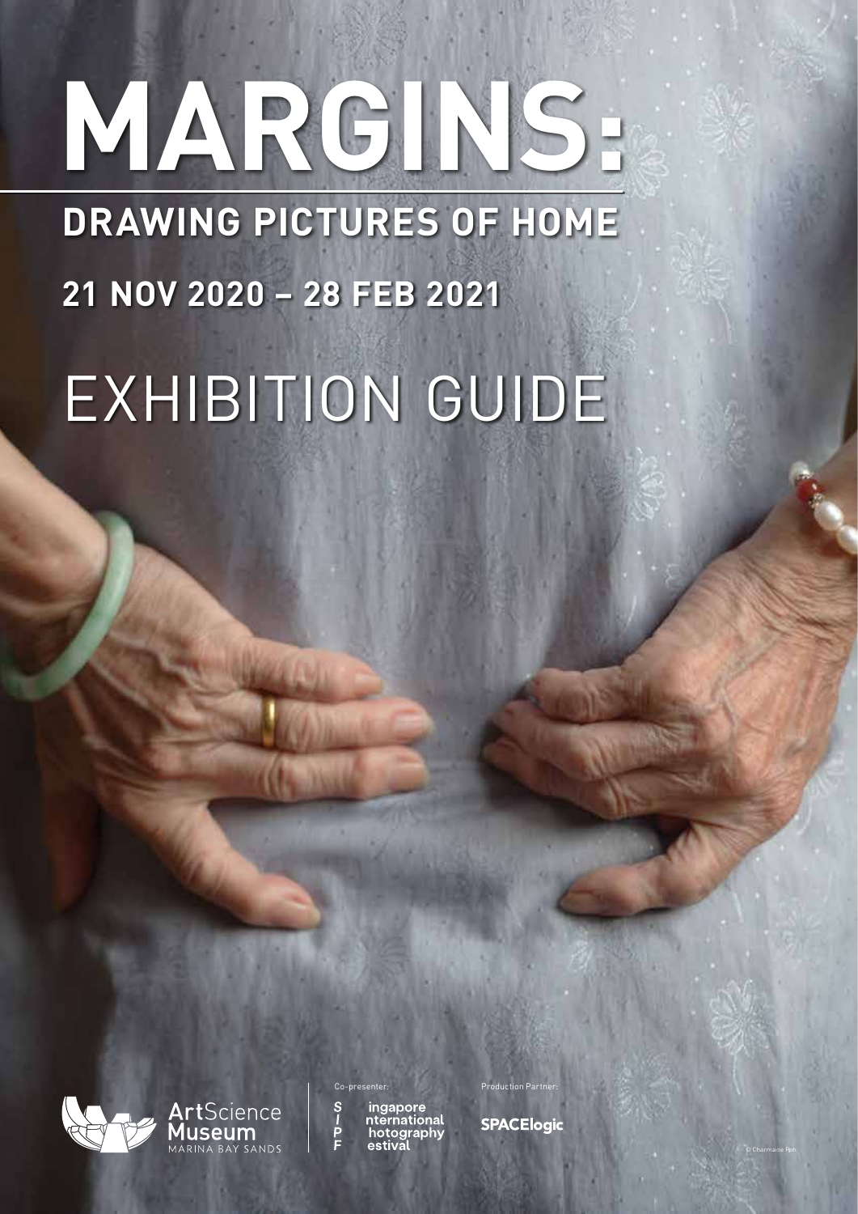# MARGINS:

## DRAWING PICTURES OF HOME

**21 NOV 2020 – 28 FEB 2021**

# EXHIBITION GUIDE

ArtScience Museum
MARINA BAY SANDS

Co-presenter:

Singapore International Photography Festival

Production Partner:

SPACElogic

© Charmaine Poh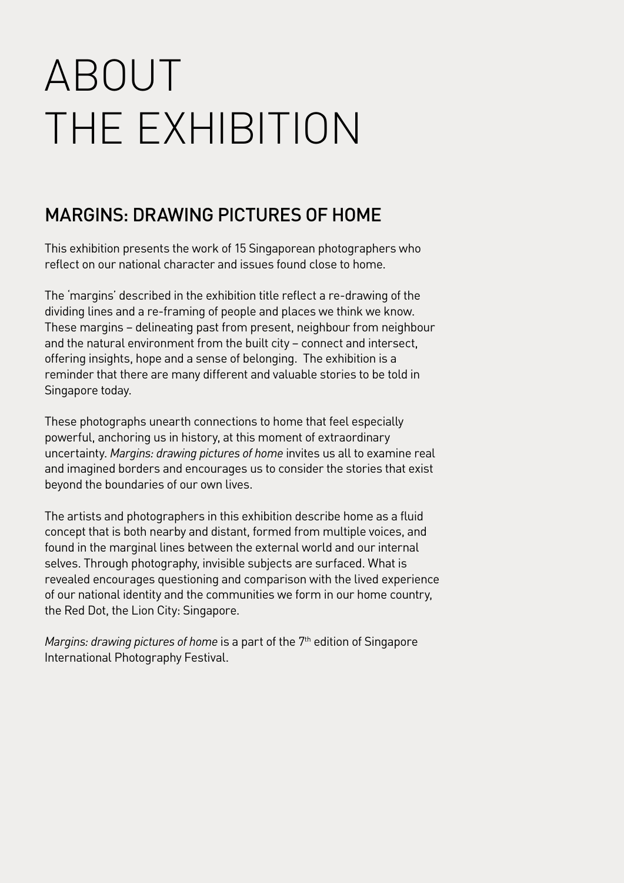# ABOUT THE EXHIBITION

## MARGINS: DRAWING PICTURES OF HOME

This exhibition presents the work of 15 Singaporean photographers who reflect on our national character and issues found close to home.

The 'margins' described in the exhibition title reflect a re-drawing of the dividing lines and a re-framing of people and places we think we know. These margins – delineating past from present, neighbour from neighbour and the natural environment from the built city – connect and intersect, offering insights, hope and a sense of belonging. The exhibition is a reminder that there are many different and valuable stories to be told in Singapore today.

These photographs unearth connections to home that feel especially powerful, anchoring us in history, at this moment of extraordinary uncertainty. *Margins: drawing pictures of home* invites us all to examine real and imagined borders and encourages us to consider the stories that exist beyond the boundaries of our own lives.

The artists and photographers in this exhibition describe home as a fluid concept that is both nearby and distant, formed from multiple voices, and found in the marginal lines between the external world and our internal selves. Through photography, invisible subjects are surfaced. What is revealed encourages questioning and comparison with the lived experience of our national identity and the communities we form in our home country, the Red Dot, the Lion City: Singapore.

*Margins: drawing pictures of home* is a part of the 7th edition of Singapore International Photography Festival.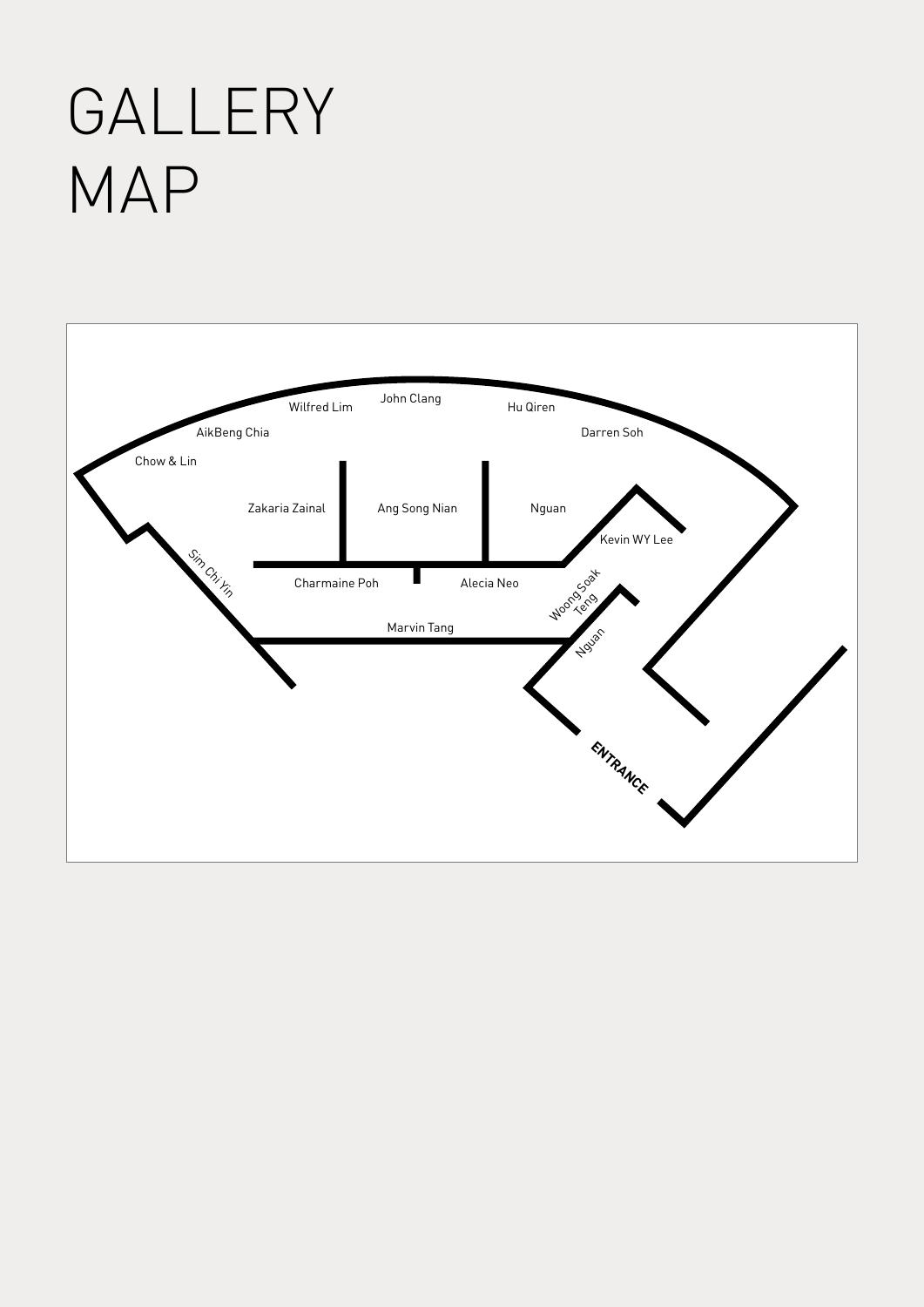# GALLERY MAP

John Clang

Wilfred Lim

Hu Qiren

AikBeng Chia

Darren Soh

Chow & Lin

Zakaria Zainal

Ang Song Nian

Nguan

Kevin WY Lee

Sim Chi Yin

Charmaine Poh

Alecia Neo

Woong Soak Teng

Marvin Tang

Nguan

ENTRANCE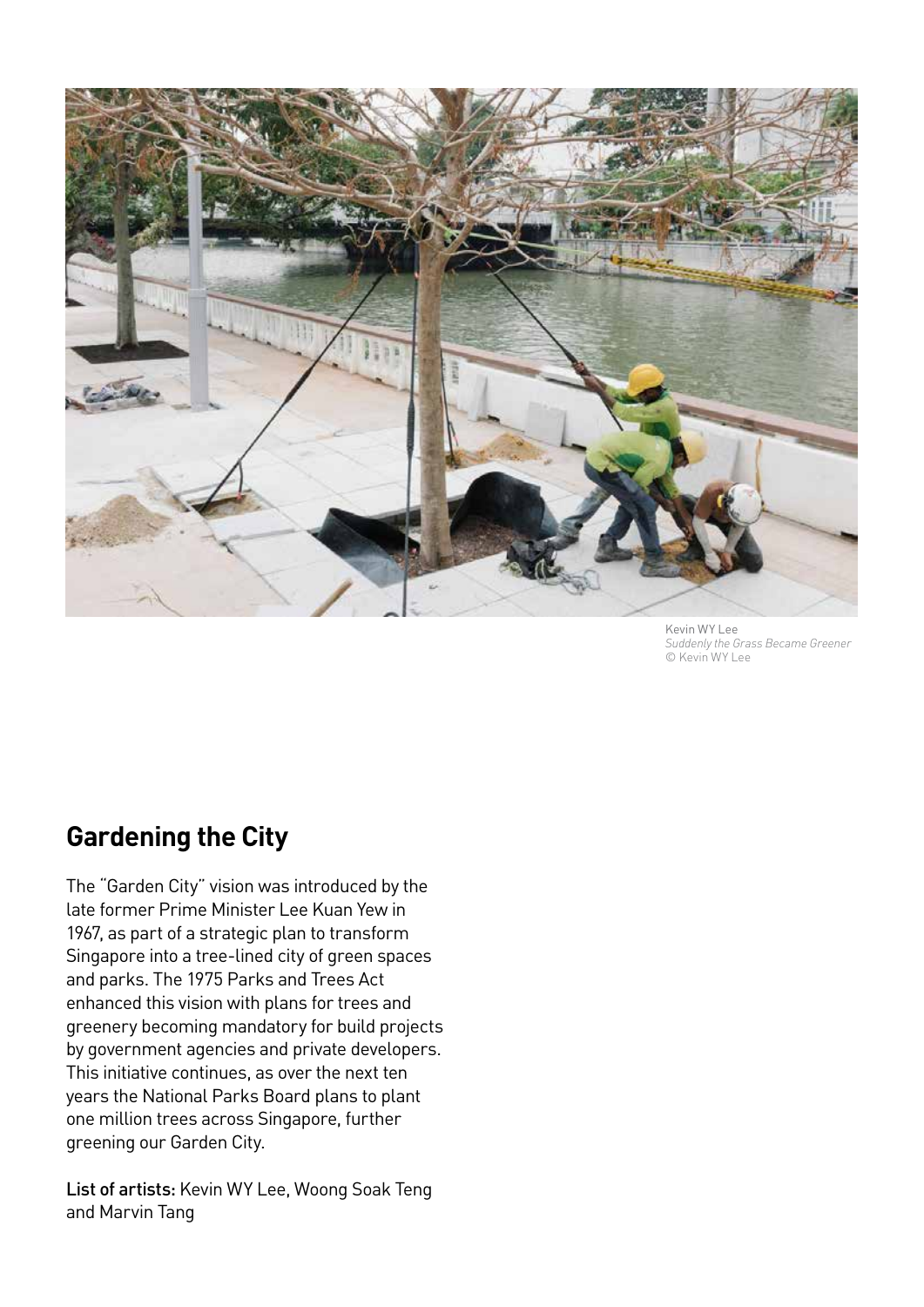Kevin WY Lee
*Suddenly the Grass Became Greener*
© Kevin WY Lee

## Gardening the City

The "Garden City" vision was introduced by the late former Prime Minister Lee Kuan Yew in 1967, as part of a strategic plan to transform Singapore into a tree-lined city of green spaces and parks. The 1975 Parks and Trees Act enhanced this vision with plans for trees and greenery becoming mandatory for build projects by government agencies and private developers. This initiative continues, as over the next ten years the National Parks Board plans to plant one million trees across Singapore, further greening our Garden City.

List of artists: Kevin WY Lee, Woong Soak Teng and Marvin Tang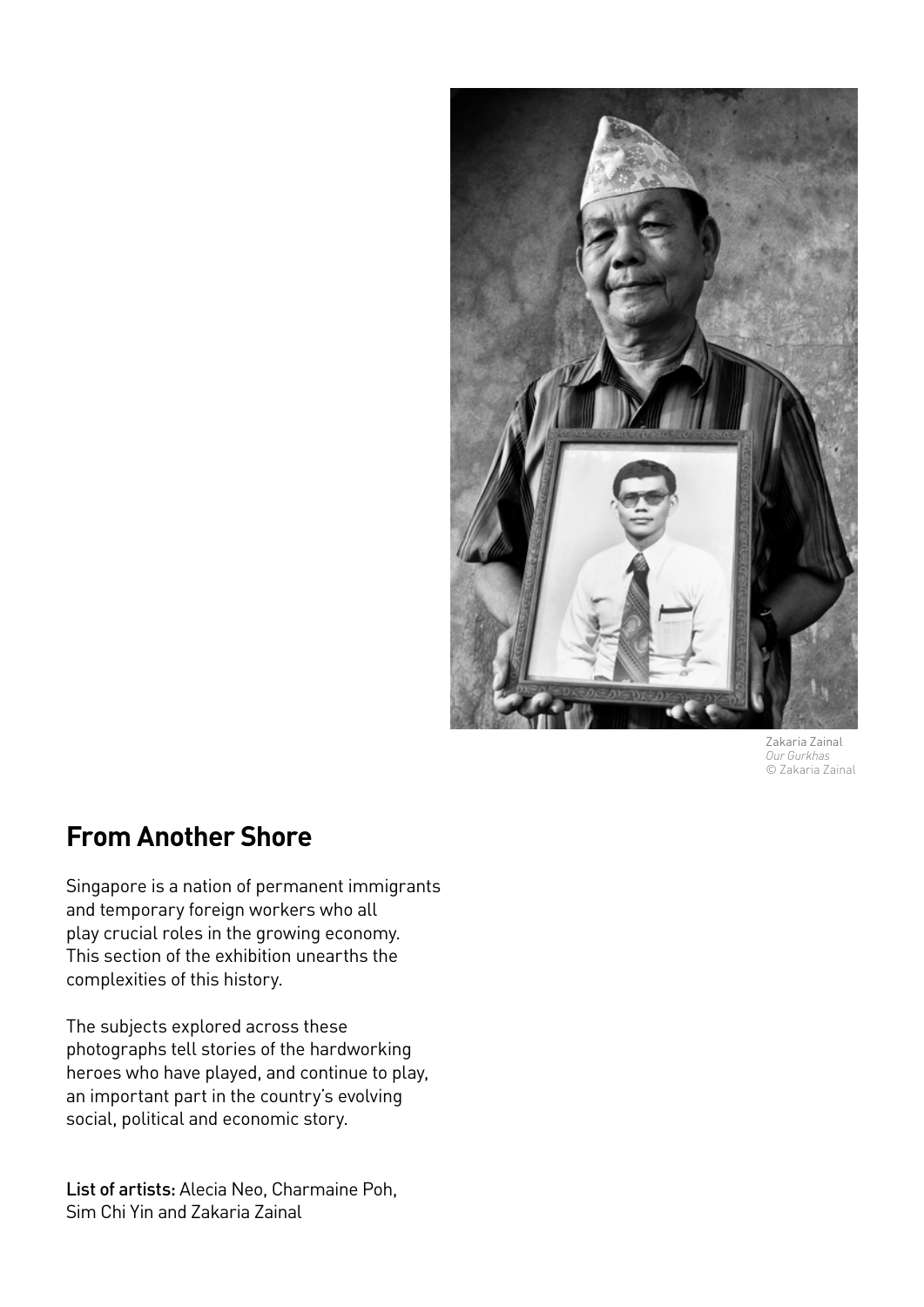Zakaria Zainal
*Our Gurkhas*
© Zakaria Zainal

## From Another Shore

Singapore is a nation of permanent immigrants and temporary foreign workers who all play crucial roles in the growing economy. This section of the exhibition unearths the complexities of this history.

The subjects explored across these photographs tell stories of the hardworking heroes who have played, and continue to play, an important part in the country's evolving social, political and economic story.

List of artists: Alecia Neo, Charmaine Poh, Sim Chi Yin and Zakaria Zainal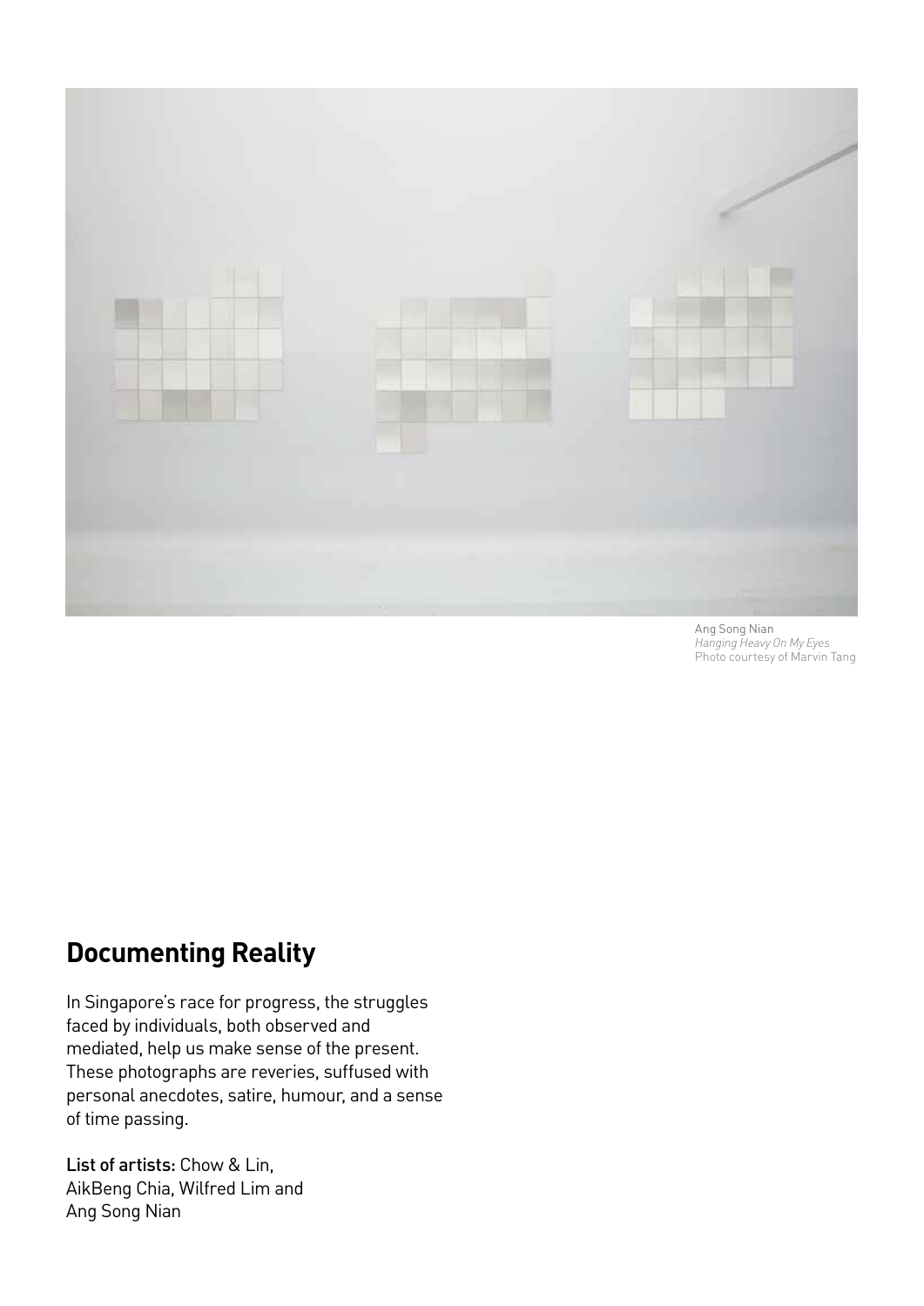Ang Song Nian
*Hanging Heavy On My Eyes*
Photo courtesy of Marvin Tang

## Documenting Reality

In Singapore's race for progress, the struggles faced by individuals, both observed and mediated, help us make sense of the present. These photographs are reveries, suffused with personal anecdotes, satire, humour, and a sense of time passing.

List of artists: Chow & Lin, AikBeng Chia, Wilfred Lim and Ang Song Nian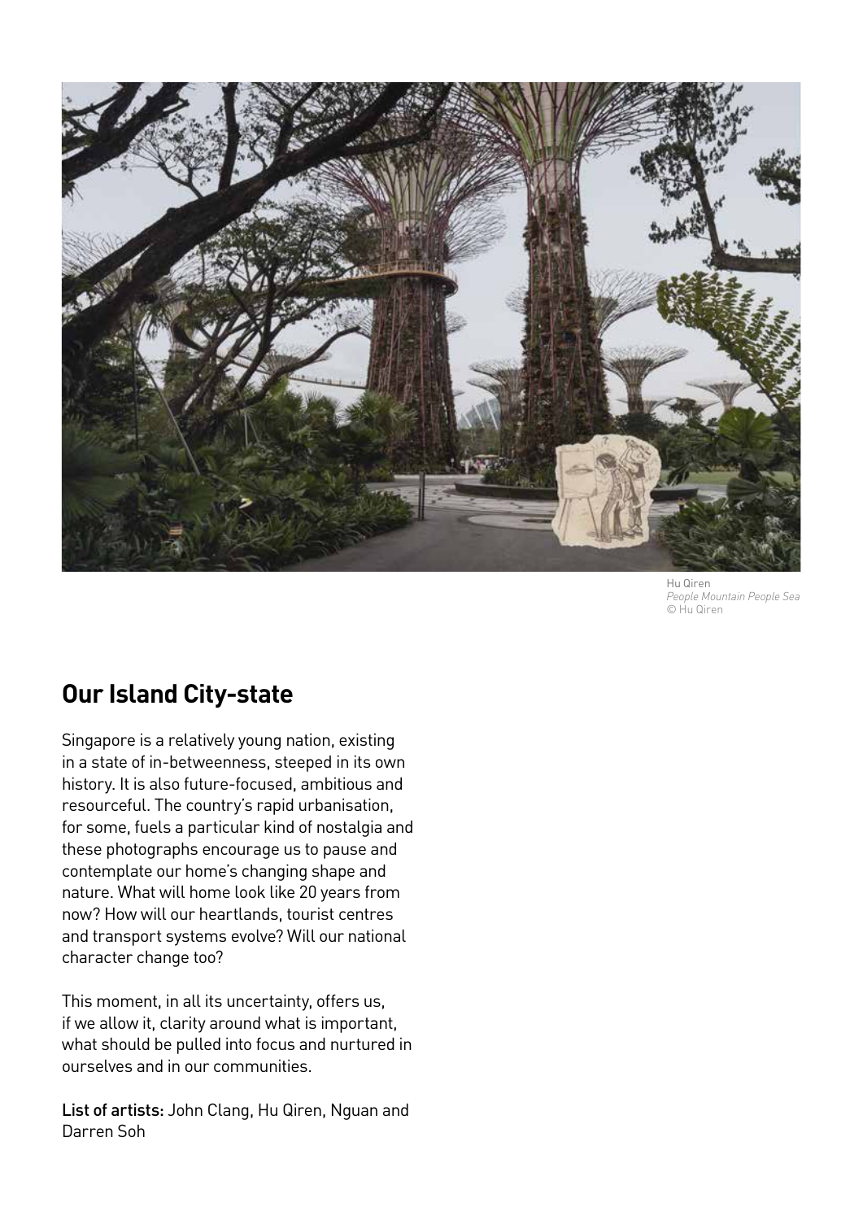Hu Qiren
*People Mountain People Sea*
© Hu Qiren

## Our Island City-state

Singapore is a relatively young nation, existing in a state of in-betweenness, steeped in its own history. It is also future-focused, ambitious and resourceful. The country's rapid urbanisation, for some, fuels a particular kind of nostalgia and these photographs encourage us to pause and contemplate our home's changing shape and nature. What will home look like 20 years from now? How will our heartlands, tourist centres and transport systems evolve? Will our national character change too?

This moment, in all its uncertainty, offers us, if we allow it, clarity around what is important, what should be pulled into focus and nurtured in ourselves and in our communities.

List of artists: John Clang, Hu Qiren, Nguan and Darren Soh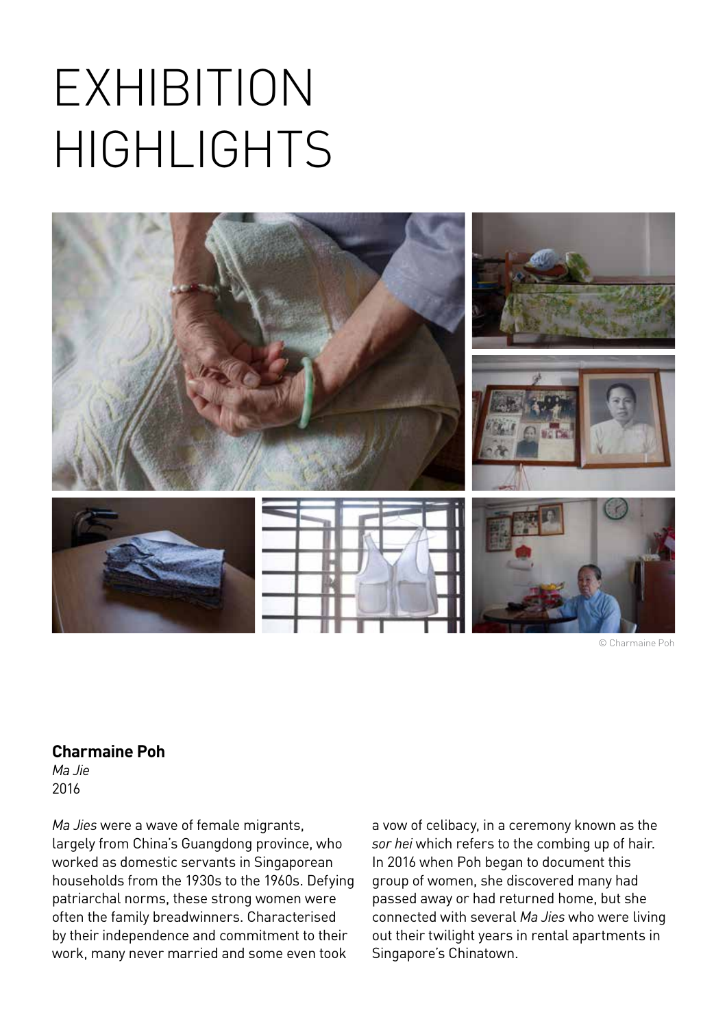# EXHIBITION HIGHLIGHTS

© Charmaine Poh

**Charmaine Poh**
*Ma Jie*
2016

*Ma Jies* were a wave of female migrants, largely from China's Guangdong province, who worked as domestic servants in Singaporean households from the 1930s to the 1960s. Defying patriarchal norms, these strong women were often the family breadwinners. Characterised by their independence and commitment to their work, many never married and some even took a vow of celibacy, in a ceremony known as the *sor hei* which refers to the combing up of hair. In 2016 when Poh began to document this group of women, she discovered many had passed away or had returned home, but she connected with several *Ma Jies* who were living out their twilight years in rental apartments in Singapore's Chinatown.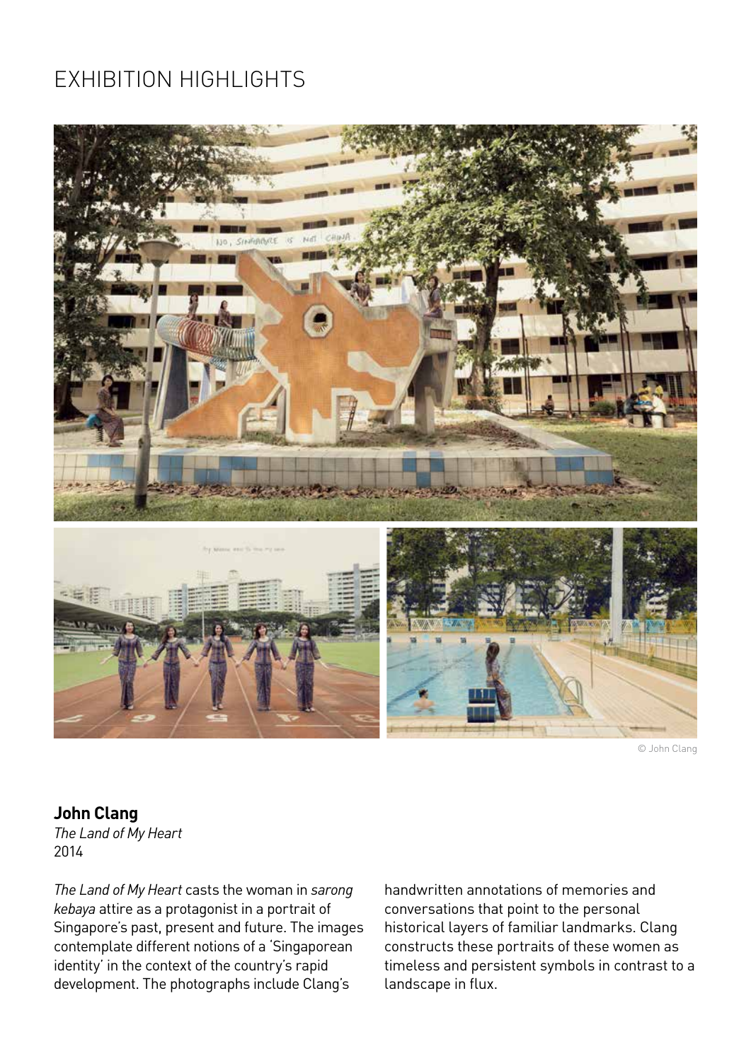# EXHIBITION HIGHLIGHTS

© John Clang

**John Clang**
*The Land of My Heart*
2014

*The Land of My Heart* casts the woman in *sarong kebaya* attire as a protagonist in a portrait of Singapore's past, present and future. The images contemplate different notions of a 'Singaporean identity' in the context of the country's rapid development. The photographs include Clang's handwritten annotations of memories and conversations that point to the personal historical layers of familiar landmarks. Clang constructs these portraits of these women as timeless and persistent symbols in contrast to a landscape in flux.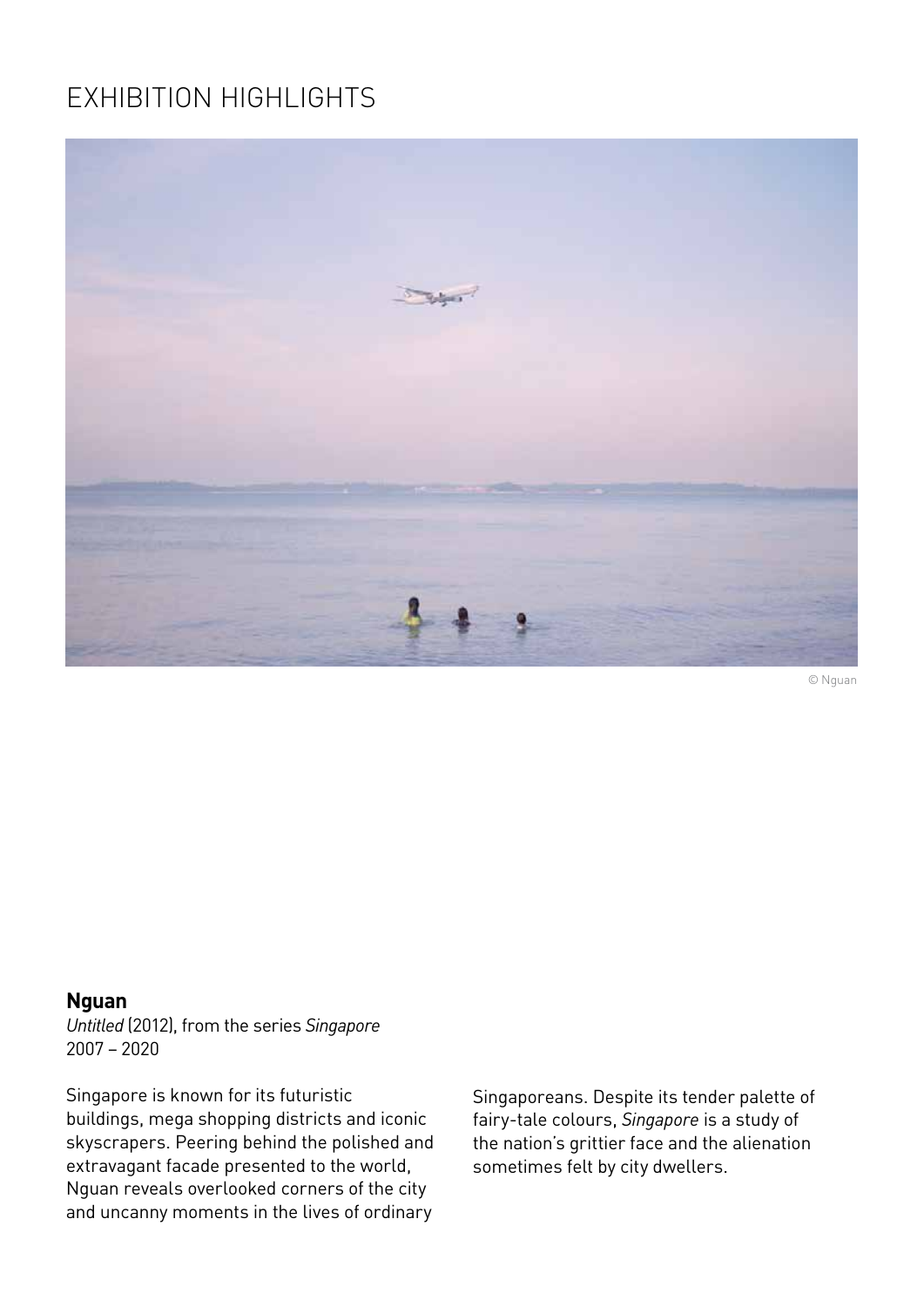# EXHIBITION HIGHLIGHTS

© Nguan

**Nguan**
*Untitled* (2012), from the series *Singapore*
2007 – 2020

Singapore is known for its futuristic buildings, mega shopping districts and iconic skyscrapers. Peering behind the polished and extravagant facade presented to the world, Nguan reveals overlooked corners of the city and uncanny moments in the lives of ordinary Singaporeans. Despite its tender palette of fairy-tale colours, *Singapore* is a study of the nation's grittier face and the alienation sometimes felt by city dwellers.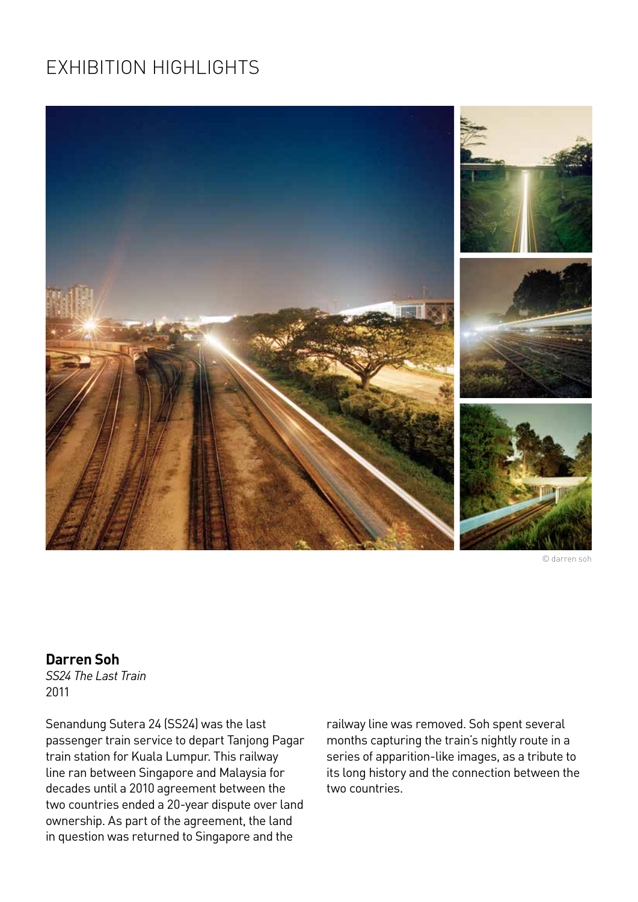# EXHIBITION HIGHLIGHTS

© darren soh

**Darren Soh**
*SS24 The Last Train*
2011

Senandung Sutera 24 (SS24) was the last passenger train service to depart Tanjong Pagar train station for Kuala Lumpur. This railway line ran between Singapore and Malaysia for decades until a 2010 agreement between the two countries ended a 20-year dispute over land ownership. As part of the agreement, the land in question was returned to Singapore and the railway line was removed. Soh spent several months capturing the train's nightly route in a series of apparition-like images, as a tribute to its long history and the connection between the two countries.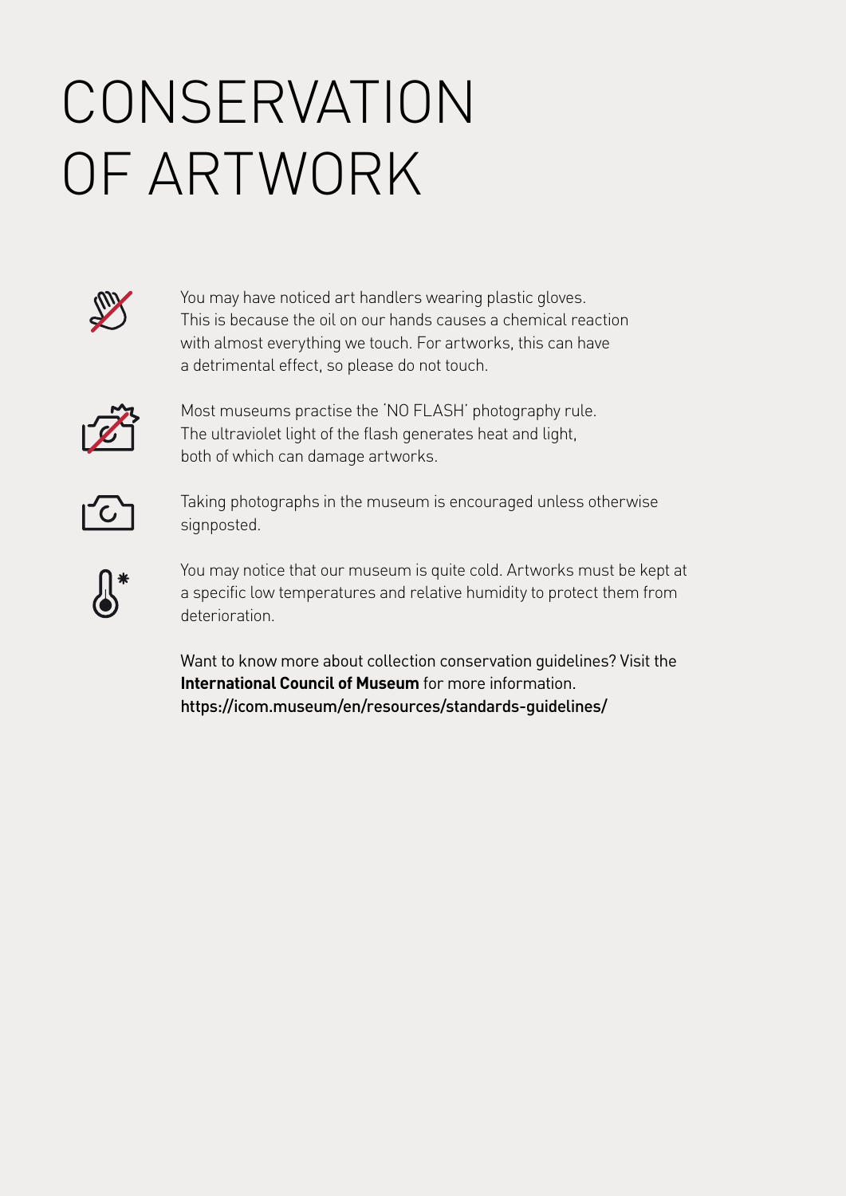# CONSERVATION OF ARTWORK

You may have noticed art handlers wearing plastic gloves. This is because the oil on our hands causes a chemical reaction with almost everything we touch. For artworks, this can have a detrimental effect, so please do not touch.

Most museums practise the 'NO FLASH' photography rule. The ultraviolet light of the flash generates heat and light, both of which can damage artworks.

Taking photographs in the museum is encouraged unless otherwise signposted.

You may notice that our museum is quite cold. Artworks must be kept at a specific low temperatures and relative humidity to protect them from deterioration.

Want to know more about collection conservation guidelines? Visit the **International Council of Museum** for more information. https://icom.museum/en/resources/standards-guidelines/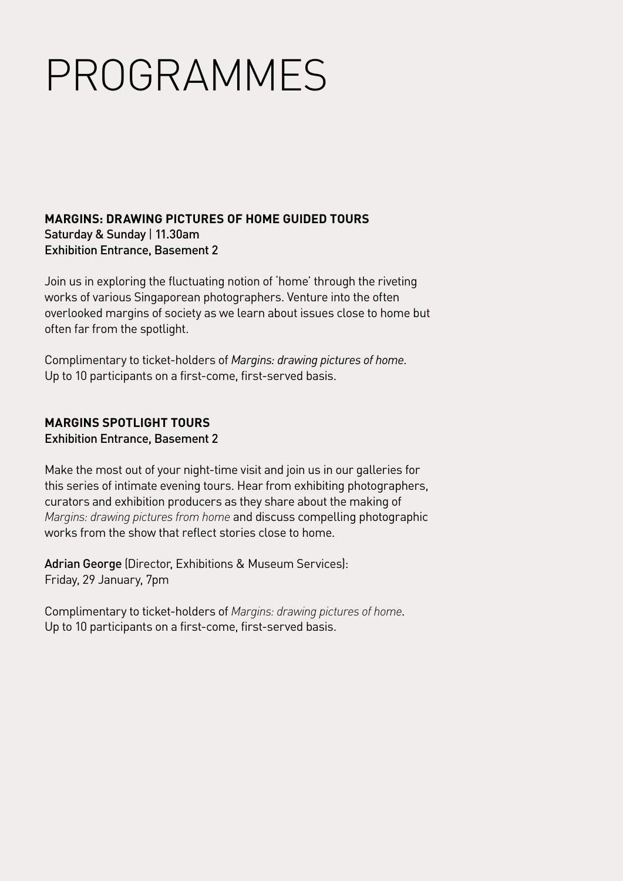# PROGRAMMES

**MARGINS: DRAWING PICTURES OF HOME GUIDED TOURS**
Saturday & Sunday | 11.30am
Exhibition Entrance, Basement 2

Join us in exploring the fluctuating notion of 'home' through the riveting works of various Singaporean photographers. Venture into the often overlooked margins of society as we learn about issues close to home but often far from the spotlight.

Complimentary to ticket-holders of *Margins: drawing pictures of home*.
Up to 10 participants on a first-come, first-served basis.

**MARGINS SPOTLIGHT TOURS**
Exhibition Entrance, Basement 2

Make the most out of your night-time visit and join us in our galleries for this series of intimate evening tours. Hear from exhibiting photographers, curators and exhibition producers as they share about the making of *Margins: drawing pictures from home* and discuss compelling photographic works from the show that reflect stories close to home.

Adrian George (Director, Exhibitions & Museum Services):
Friday, 29 January, 7pm

Complimentary to ticket-holders of *Margins: drawing pictures of home*.
Up to 10 participants on a first-come, first-served basis.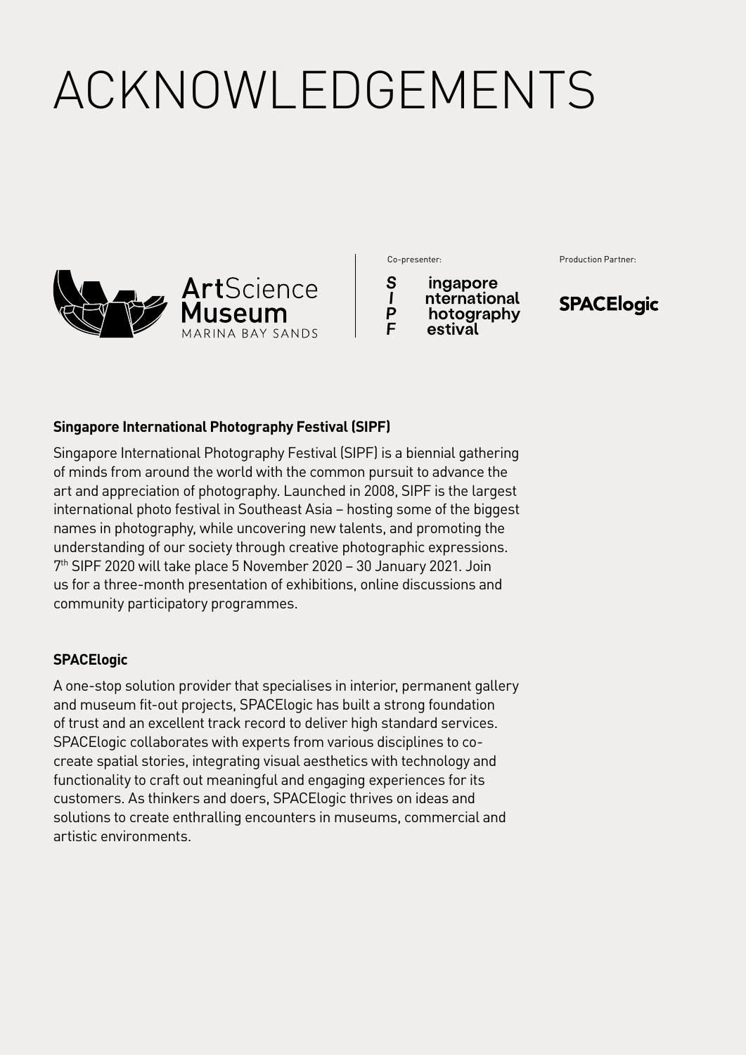# ACKNOWLEDGEMENTS

Co-presenter:

Production Partner:

**Singapore International Photography Festival (SIPF)**

Singapore International Photography Festival (SIPF) is a biennial gathering of minds from around the world with the common pursuit to advance the art and appreciation of photography. Launched in 2008, SIPF is the largest international photo festival in Southeast Asia – hosting some of the biggest names in photography, while uncovering new talents, and promoting the understanding of our society through creative photographic expressions. 7th SIPF 2020 will take place 5 November 2020 – 30 January 2021. Join us for a three-month presentation of exhibitions, online discussions and community participatory programmes.

**SPACElogic**

A one-stop solution provider that specialises in interior, permanent gallery and museum fit-out projects, SPACElogic has built a strong foundation of trust and an excellent track record to deliver high standard services. SPACElogic collaborates with experts from various disciplines to co-create spatial stories, integrating visual aesthetics with technology and functionality to craft out meaningful and engaging experiences for its customers. As thinkers and doers, SPACElogic thrives on ideas and solutions to create enthralling encounters in museums, commercial and artistic environments.